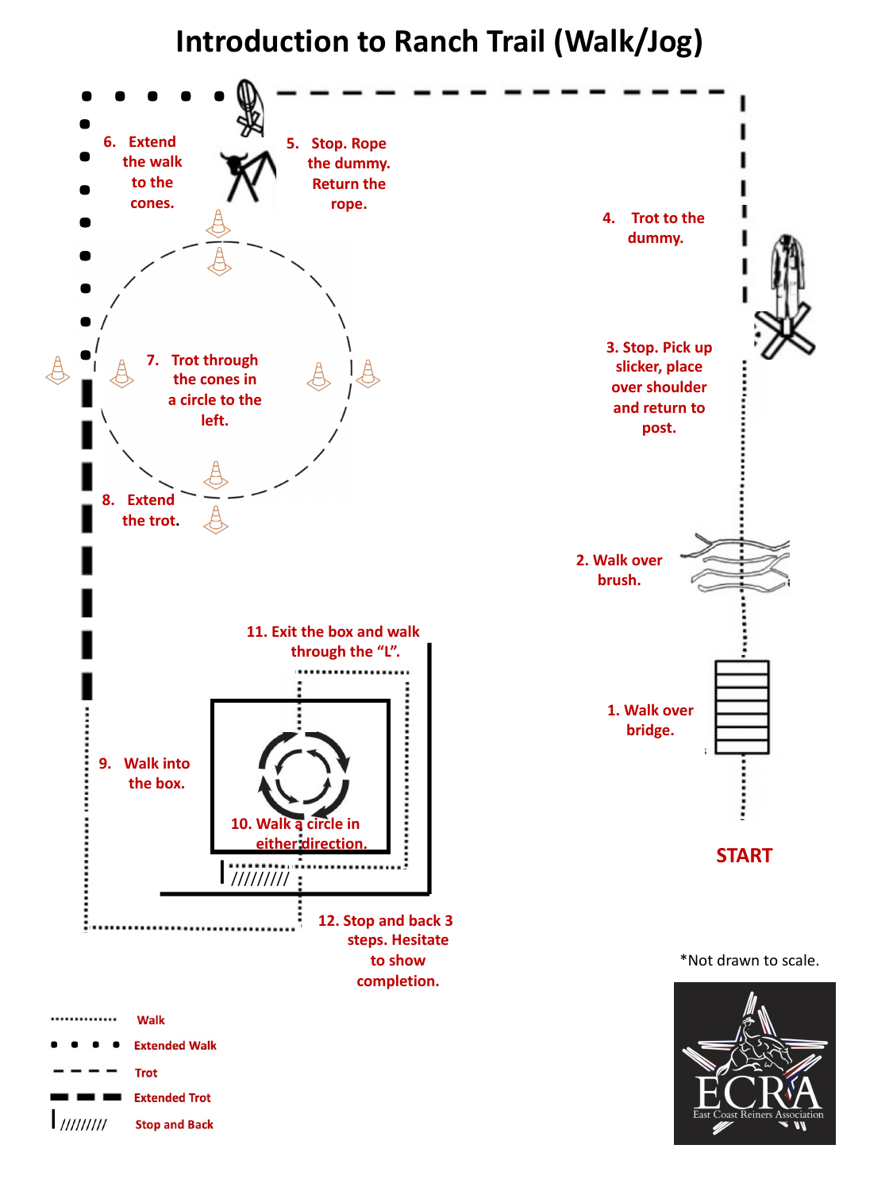# Introduction to Ranch Trail (Walk/Jog)

1. Walk over bridge.
2. Walk over brush.
3. Stop. Pick up slicker, place over shoulder and return to post.
4. Trot to the dummy.
5. Stop. Rope the dummy. Return the rope.
6. Extend the walk to the cones.
7. Trot through the cones in a circle to the left.
8. Extend the trot.
9. Walk into the box.
10. Walk a circle in either direction.
11. Exit the box and walk through the "L".
12. Stop and back 3 steps. Hesitate to show completion.

START

*Not drawn to scale.

| Line | Meaning |
| --- | --- |
| ............... | Walk |
| ● ● ● ● | Extended Walk |
| – – – – | Trot |
| ▬ ▬ ▬ | Extended Trot |
| I///////// | Stop and Back |

ECRA
East Coast Reiners Association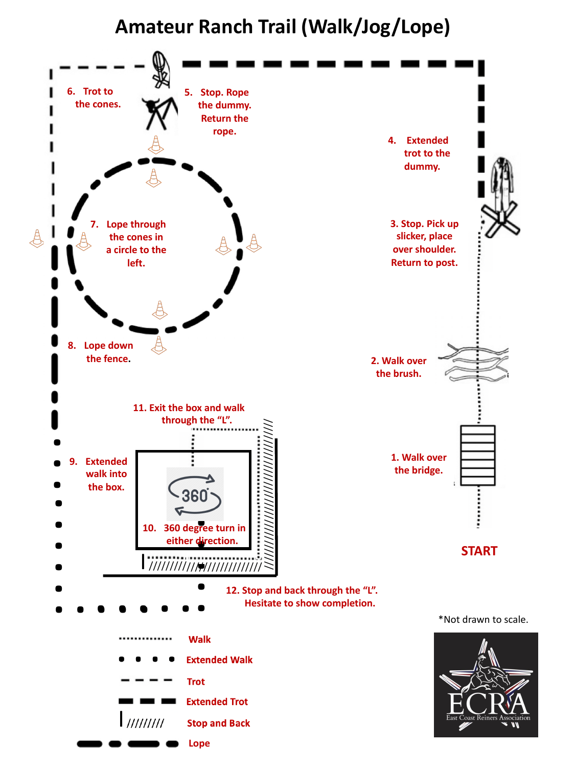# Amateur Ranch Trail (Walk/Jog/Lope)

START

1. Walk over the bridge.

2. Walk over the brush.

3. Stop. Pick up slicker, place over shoulder. Return to post.

4. Extended trot to the dummy.

5. Stop. Rope the dummy. Return the rope.

6. Trot to the cones.

7. Lope through the cones in a circle to the left.

8. Lope down the fence.

9. Extended walk into the box.

10. 360 degree turn in either direction.

11. Exit the box and walk through the "L".

12. Stop and back through the "L". Hesitate to show completion.

360

*Not drawn to scale.

- Walk
- Extended Walk
- Trot
- Extended Trot
- Stop and Back
- Lope

ECRA East Coast Reiners Association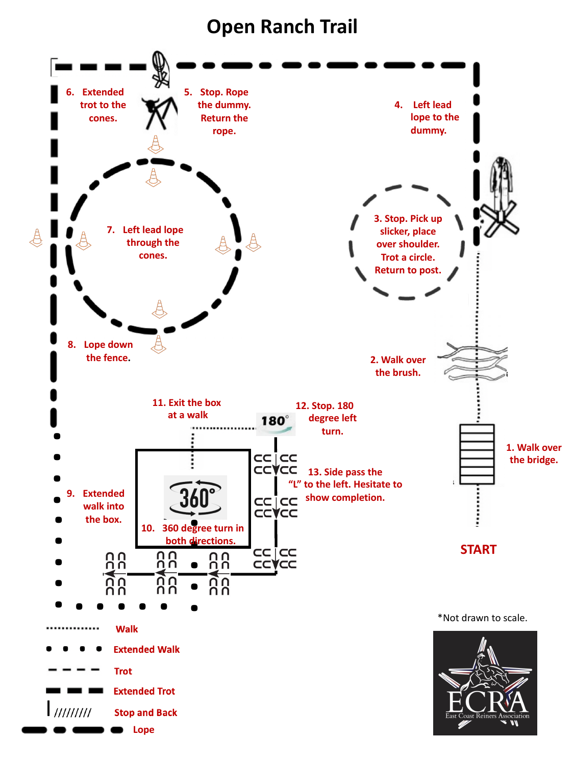# Open Ranch Trail

1. Walk over the bridge.

2. Walk over the brush.

3. Stop. Pick up slicker, place over shoulder. Trot a circle. Return to post.

4. Left lead lope to the dummy.

5. Stop. Rope the dummy. Return the rope.

6. Extended trot to the cones.

7. Left lead lope through the cones.

8. Lope down the fence.

9. Extended walk into the box.

10. 360 degree turn in both directions.

11. Exit the box at a walk

12. Stop. 180 degree left turn.

13. Side pass the "L" to the left. Hesitate to show completion.

START

180°

360°

Walk

Extended Walk

Trot

Extended Trot

Stop and Back

Lope

*Not drawn to scale.

ECRA
East Coast Reiners Association